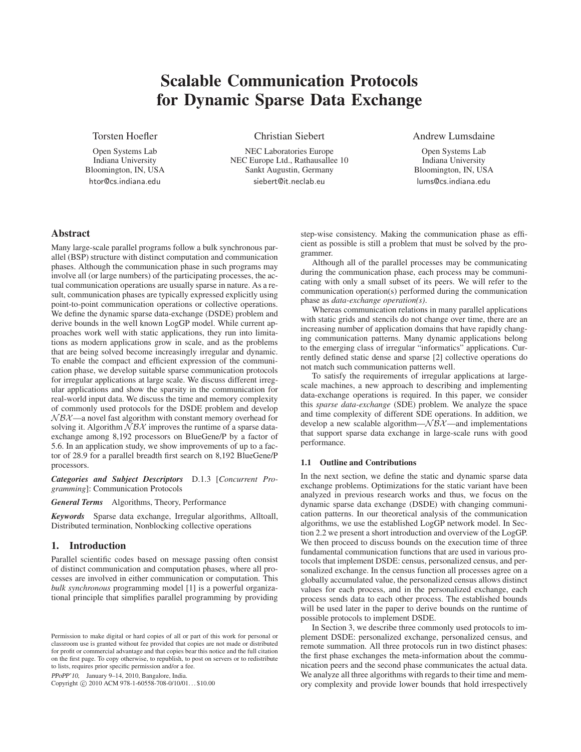# Scalable Communication Protocols for Dynamic Sparse Data Exchange

Torsten Hoefler
Open Systems Lab
Indiana University
Bloomington, IN, USA
htor@cs.indiana.edu

Christian Siebert
NEC Laboratories Europe
NEC Europe Ltd., Rathausallee 10
Sankt Augustin, Germany
siebert@it.neclab.eu

Andrew Lumsdaine
Open Systems Lab
Indiana University
Bloomington, IN, USA
lums@cs.indiana.edu

## Abstract

Many large-scale parallel programs follow a bulk synchronous parallel (BSP) structure with distinct computation and communication phases. Although the communication phase in such programs may involve all (or large numbers) of the participating processes, the actual communication operations are usually sparse in nature. As a result, communication phases are typically expressed explicitly using point-to-point communication operations or collective operations. We define the dynamic sparse data-exchange (DSDE) problem and derive bounds in the well known LogGP model. While current approaches work well with static applications, they run into limitations as modern applications grow in scale, and as the problems that are being solved become increasingly irregular and dynamic. To enable the compact and efficient expression of the communication phase, we develop suitable sparse communication protocols for irregular applications at large scale. We discuss different irregular applications and show the sparsity in the communication for real-world input data. We discuss the time and memory complexity of commonly used protocols for the DSDE problem and develop $\mathcal{NBX}$—a novel fast algorithm with constant memory overhead for solving it. Algorithm $\mathcal{NBX}$ improves the runtime of a sparse data-exchange among 8,192 processors on BlueGene/P by a factor of 5.6. In an application study, we show improvements of up to a factor of 28.9 for a parallel breadth first search on 8,192 BlueGene/P processors.

***Categories and Subject Descriptors*** D.1.3 [*Concurrent Programming*]: Communication Protocols

***General Terms*** Algorithms, Theory, Performance

***Keywords*** Sparse data exchange, Irregular algorithms, Alltoall, Distributed termination, Nonblocking collective operations

## 1. Introduction

Parallel scientific codes based on message passing often consist of distinct communication and computation phases, where all processes are involved in either communication or computation. This *bulk synchronous* programming model [1] is a powerful organizational principle that simplifies parallel programming by providing step-wise consistency. Making the communication phase as efficient as possible is still a problem that must be solved by the programmer.

Although all of the parallel processes may be communicating during the communication phase, each process may be communicating with only a small subset of its peers. We will refer to the communication operation(s) performed during the communication phase as *data-exchange operation(s)*.

Whereas communication relations in many parallel applications with static grids and stencils do not change over time, there are an increasing number of application domains that have rapidly changing communication patterns. Many dynamic applications belong to the emerging class of irregular "informatics" applications. Currently defined static dense and sparse [2] collective operations do not match such communication patterns well.

To satisfy the requirements of irregular applications at large-scale machines, a new approach to describing and implementing data-exchange operations is required. In this paper, we consider this *sparse data-exchange* (SDE) problem. We analyze the space and time complexity of different SDE operations. In addition, we develop a new scalable algorithm—$\mathcal{NBX}$—and implementations that support sparse data exchange in large-scale runs with good performance.

### 1.1 Outline and Contributions

In the next section, we define the static and dynamic sparse data exchange problems. Optimizations for the static variant have been analyzed in previous research works and thus, we focus on the dynamic sparse data exchange (DSDE) with changing communication patterns. In our theoretical analysis of the communication algorithms, we use the established LogGP network model. In Section 2.2 we present a short introduction and overview of the LogGP. We then proceed to discuss bounds on the execution time of three fundamental communication functions that are used in various protocols that implement DSDE: census, personalized census, and personalized exchange. In the census function all processes agree on a globally accumulated value, the personalized census allows distinct values for each process, and in the personalized exchange, each process sends data to each other process. The established bounds will be used later in the paper to derive bounds on the runtime of possible protocols to implement DSDE.

In Section 3, we describe three commonly used protocols to implement DSDE: personalized exchange, personalized census, and remote summation. All three protocols run in two distinct phases: the first phase exchanges the meta-information about the communication peers and the second phase communicates the actual data. We analyze all three algorithms with regards to their time and memory complexity and provide lower bounds that hold irrespectively

Permission to make digital or hard copies of all or part of this work for personal or classroom use is granted without fee provided that copies are not made or distributed for profit or commercial advantage and that copies bear this notice and the full citation on the first page. To copy otherwise, to republish, to post on servers or to redistribute to lists, requires prior specific permission and/or a fee.

*PPoPP'10,* January 9–14, 2010, Bangalore, India.
Copyright © 2010 ACM 978-1-60558-708-0/10/01...$10.00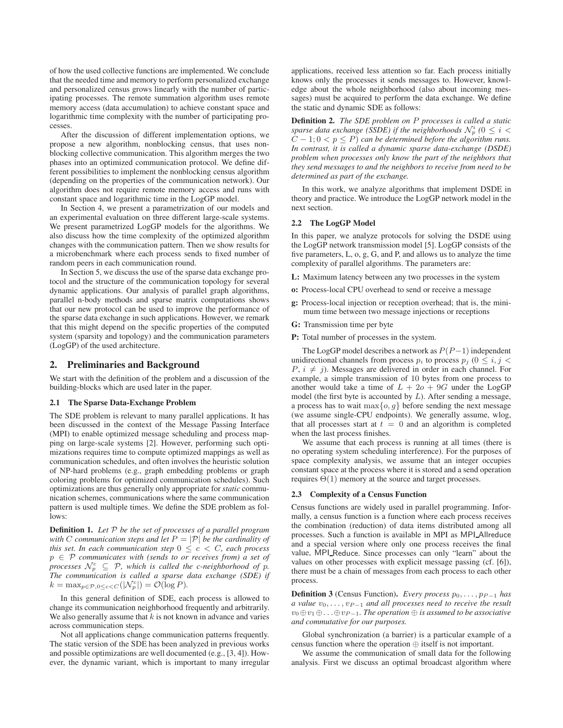of how the used collective functions are implemented. We conclude that the needed time and memory to perform personalized exchange and personalized census grows linearly with the number of participating processes. The remote summation algorithm uses remote memory access (data accumulation) to achieve constant space and logarithmic time complexity with the number of participating processes.

After the discussion of different implementation options, we propose a new algorithm, nonblocking census, that uses nonblocking collective communication. This algorithm merges the two phases into an optimized communication protocol. We define different possibilities to implement the nonblocking census algorithm (depending on the properties of the communication network). Our algorithm does not require remote memory access and runs with constant space and logarithmic time in the LogGP model.

In Section 4, we present a parametrization of our models and an experimental evaluation on three different large-scale systems. We present parametrized LogGP models for the algorithms. We also discuss how the time complexity of the optimized algorithm changes with the communication pattern. Then we show results for a microbenchmark where each process sends to fixed number of random peers in each communication round.

In Section 5, we discuss the use of the sparse data exchange protocol and the structure of the communication topology for several dynamic applications. Our analysis of parallel graph algorithms, parallel n-body methods and sparse matrix computations shows that our new protocol can be used to improve the performance of the sparse data exchange in such applications. However, we remark that this might depend on the specific properties of the computed system (sparsity and topology) and the communication parameters (LogGP) of the used architecture.

## 2. Preliminaries and Background

We start with the definition of the problem and a discussion of the building-blocks which are used later in the paper.

### 2.1 The Sparse Data-Exchange Problem

The SDE problem is relevant to many parallel applications. It has been discussed in the context of the Message Passing Interface (MPI) to enable optimized message scheduling and process mapping on large-scale systems [2]. However, performing such optimizations requires time to compute optimized mappings as well as communication schedules, and often involves the heuristic solution of NP-hard problems (e.g., graph embedding problems or graph coloring problems for optimized communication schedules). Such optimizations are thus generally only appropriate for *static* communication schemes, communications where the same communication pattern is used multiple times. We define the SDE problem as follows:

**Definition 1.** *Let $\mathcal{P}$ be the set of processes of a parallel program with $C$ communication steps and let $P = |\mathcal{P}|$ be the cardinality of this set. In each communication step $0 \leq c < C$, each process $p \in \mathcal{P}$ communicates with (sends to or receives from) a set of processes $\mathcal{N}_p^c \subseteq \mathcal{P}$, which is called the c-neighborhood of p. The communication is called a sparse data exchange (SDE) if $k = \max_{p\in\mathcal{P}, 0\leq c<C}(|\mathcal{N}_p^c|) = \mathcal{O}(\log P)$.*

In this general definition of SDE, each process is allowed to change its communication neighborhood frequently and arbitrarily. We also generally assume that $k$ is not known in advance and varies across communication steps.

Not all applications change communication patterns frequently. The static version of the SDE has been analyzed in previous works and possible optimizations are well documented (e.g., [3, 4]). However, the dynamic variant, which is important to many irregular applications, received less attention so far. Each process initially knows only the processes it sends messages to. However, knowledge about the whole neighborhood (also about incoming messages) must be acquired to perform the data exchange. We define the static and dynamic SDE as follows:

**Definition 2.** *The SDE problem on $P$ processes is called a static sparse data exchange (SSDE) if the neighborhoods $\mathcal{N}_p^i$ ($0 \leq i < C-1; 0 < p \leq P$) can be determined before the algorithm runs. In contrast, it is called a dynamic sparse data-exchange (DSDE) problem when processes only know the part of the neighbors that they send messages to and the neighbors to receive from need to be determined as part of the exchange.*

In this work, we analyze algorithms that implement DSDE in theory and practice. We introduce the LogGP network model in the next section.

### 2.2 The LogGP Model

In this paper, we analyze protocols for solving the DSDE using the LogGP network transmission model [5]. LogGP consists of the five parameters, L, o, g, G, and P, and allows us to analyze the time complexity of parallel algorithms. The parameters are:

**L:** Maximum latency between any two processes in the system

**o:** Process-local CPU overhead to send or receive a message

**g:** Process-local injection or reception overhead; that is, the minimum time between two message injections or receptions

**G:** Transmission time per byte

**P:** Total number of processes in the system.

The LogGP model describes a network as $P(P-1)$ independent unidirectional channels from process $p_i$ to process $p_j$ ($0 \leq i, j < P$, $i \neq j$). Messages are delivered in order in each channel. For example, a simple transmission of 10 bytes from one process to another would take a time of $L + 2o + 9G$ under the LogGP model (the first byte is accounted by $L$). After sending a message, a process has to wait $\max\{o, g\}$ before sending the next message (we assume single-CPU endpoints). We generally assume, wlog, that all processes start at $t = 0$ and an algorithm is completed when the last process finishes.

We assume that each process is running at all times (there is no operating system scheduling interference). For the purposes of space complexity analysis, we assume that an integer occupies constant space at the process where it is stored and a send operation requires $\Theta(1)$ memory at the source and target processes.

### 2.3 Complexity of a Census Function

Census functions are widely used in parallel programming. Informally, a census function is a function where each process receives the combination (reduction) of data items distributed among all processes. Such a function is available in MPI as MPI_Allreduce and a special version where only one process receives the final value, MPI_Reduce. Since processes can only "learn" about the values on other processes with explicit message passing (cf. [6]), there must be a chain of messages from each process to each other process.

**Definition 3** (Census Function)**.** *Every process $p_0, \ldots, p_{P-1}$ has a value $v_0, \ldots, v_{P-1}$ and all processes need to receive the result $v_0 \oplus v_1 \oplus \ldots \oplus v_{P-1}$. The operation $\oplus$ is assumed to be associative and commutative for our purposes.*

Global synchronization (a barrier) is a particular example of a census function where the operation $\oplus$ itself is not important.

We assume the communication of small data for the following analysis. First we discuss an optimal broadcast algorithm where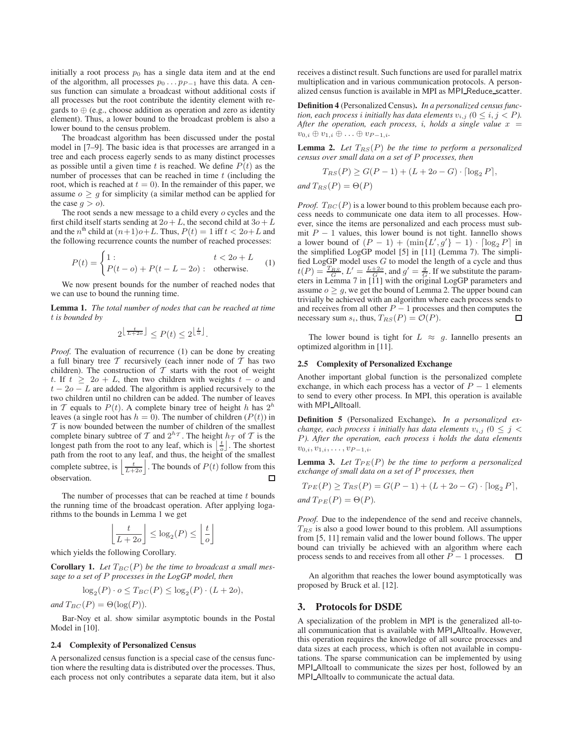initially a root process $p_0$ has a single data item and at the end of the algorithm, all processes $p_0 \ldots p_{P-1}$ have this data. A census function can simulate a broadcast without additional costs if all processes but the root contribute the identity element with regards to $\oplus$ (e.g., choose addition as operation and zero as identity element). Thus, a lower bound to the broadcast problem is also a lower bound to the census problem.

The broadcast algorithm has been discussed under the postal model in [7–9]. The basic idea is that processes are arranged in a tree and each process eagerly sends to as many distinct processes as possible until a given time $t$ is reached. We define $P(t)$ as the number of processes that can be reached in time $t$ (including the root, which is reached at $t = 0$). In the remainder of this paper, we assume $o \geq g$ for simplicity (a similar method can be applied for the case $g > o$).

The root sends a new message to a child every $o$ cycles and the first child itself starts sending at $2o + L$, the second child at $3o + L$ and the $n^{\text{th}}$ child at $(n+1)o+L$. Thus, $P(t) = 1$ iff $t < 2o+L$ and the following recurrence counts the number of reached processes:

$$P(t) = \begin{cases} 1 : & t < 2o + L \\ P(t - o) + P(t - L - 2o) : & \text{otherwise.} \end{cases} \quad (1)$$

We now present bounds for the number of reached nodes that we can use to bound the running time.

**Lemma 1.** *The total number of nodes that can be reached at time $t$ is bounded by*

$$2^{\left\lfloor \frac{t}{L+2o} \right\rfloor} \leq P(t) \leq 2^{\left\lfloor \frac{t}{o} \right\rfloor}.$$

*Proof.* The evaluation of recurrence (1) can be done by creating a full binary tree $\mathcal{T}$ recursively (each inner node of $\mathcal{T}$ has two children). The construction of $\mathcal{T}$ starts with the root of weight $t$. If $t \geq 2o + L$, then two children with weights $t - o$ and $t - 2o - L$ are added. The algorithm is applied recursively to the two children until no children can be added. The number of leaves in $\mathcal{T}$ equals to $P(t)$. A complete binary tree of height $h$ has $2^h$ leaves (a single root has $h = 0$). The number of children ($P(t)$) in $\mathcal{T}$ is now bounded between the number of children of the smallest complete binary subtree of $\mathcal{T}$ and $2^{h_{\mathcal{T}}}$. The height $h_{\mathcal{T}}$ of $\mathcal{T}$ is the longest path from the root to any leaf, which is $\left\lfloor \frac{t}{o} \right\rfloor$. The shortest path from the root to any leaf, and thus, the height of the smallest complete subtree, is $\left\lfloor \frac{t}{L+2o} \right\rfloor$. The bounds of $P(t)$ follow from this observation. □

The number of processes that can be reached at time $t$ bounds the running time of the broadcast operation. After applying logarithms to the bounds in Lemma 1 we get

$$\left\lfloor \frac{t}{L+2o} \right\rfloor \leq \log_2(P) \leq \left\lfloor \frac{t}{o} \right\rfloor$$

which yields the following Corollary.

**Corollary 1.** *Let $T_{BC}(P)$ be the time to broadcast a small message to a set of $P$ processes in the LogGP model, then*

$$\log_2(P) \cdot o \leq T_{BC}(P) \leq \log_2(P) \cdot (L + 2o),$$

*and $T_{BC}(P) = \Theta(\log(P))$.*

Bar-Noy et al. show similar asymptotic bounds in the Postal Model in [10].

### 2.4 Complexity of Personalized Census

A personalized census function is a special case of the census function where the resulting data is distributed over the processes. Thus, each process not only contributes a separate data item, but it also receives a distinct result. Such functions are used for parallel matrix multiplication and in various communication protocols. A personalized census function is available in MPI as MPI_Reduce_scatter.

**Definition 4** (Personalized Census)**.** *In a personalized census function, each process $i$ initially has data elements $v_{i,j}$ ($0 \leq i, j < P$). After the operation, each process, $i$, holds a single value $x = v_{0,i} \oplus v_{1,i} \oplus \ldots \oplus v_{P-1,i}$.*

**Lemma 2.** *Let $T_{RS}(P)$ be the time to perform a personalized census over small data on a set of $P$ processes, then*

$$T_{RS}(P) \geq G(P-1) + (L + 2o - G) \cdot \lceil \log_2 P \rceil,$$

*and $T_{RS}(P) = \Theta(P)$*

*Proof.* $T_{BC}(P)$ is a lower bound to this problem because each process needs to communicate one data item to all processes. However, since the items are personalized and each process must submit $P - 1$ values, this lower bound is not tight. Iannello shows a lower bound of $(P - 1) + (\min\{L', g'\} - 1) \cdot \lceil \log_2 P \rceil$ in the simplified LogGP model [5] in [11] (Lemma 7). The simplified LogGP model uses $G$ to model the length of a cycle and thus $t(P) = \frac{T_{RS}}{G}$, $L' = \frac{L+2o}{G}$, and $g' = \frac{g}{G}$. If we substitute the parameters in Lemma 7 in [11] with the original LogGP parameters and assume $o \geq g$, we get the bound of Lemma 2. The upper bound can trivially be achieved with an algorithm where each process sends to and receives from all other $P - 1$ processes and then computes the necessary sum $s_i$, thus, $T_{RS}(P) = \mathcal{O}(P)$. □

The lower bound is tight for $L \approx g$. Iannello presents an optimized algorithm in [11].

### 2.5 Complexity of Personalized Exchange

Another important global function is the personalized complete exchange, in which each process has a vector of $P - 1$ elements to send to every other process. In MPI, this operation is available with MPI_Alltoall.

**Definition 5** (Personalized Exchange)**.** *In a personalized exchange, each process $i$ initially has data elements $v_{i,j}$ ($0 \leq j < P$). After the operation, each process $i$ holds the data elements $v_{0,i}, v_{1,i}, \ldots, v_{P-1,i}$.*

**Lemma 3.** *Let $T_{PE}(P)$ be the time to perform a personalized exchange of small data on a set of $P$ processes, then*

$$T_{PE}(P) \geq T_{RS}(P) = G(P-1) + (L + 2o - G) \cdot \lceil \log_2 P \rceil,$$

*and $T_{PE}(P) = \Theta(P)$.*

*Proof.* Due to the independence of the send and receive channels, $T_{RS}$ is also a good lower bound to this problem. All assumptions from [5, 11] remain valid and the lower bound follows. The upper bound can trivially be achieved with an algorithm where each process sends to and receives from all other $P - 1$ processes. □

An algorithm that reaches the lower bound asymptotically was proposed by Bruck et al. [12].

## 3. Protocols for DSDE

A specialization of the problem in MPI is the generalized all-to-all communication that is available with MPI_Alltoallv. However, this operation requires the knowledge of all source processes and data sizes at each process, which is often not available in computations. The sparse communication can be implemented by using MPI_Alltoall to communicate the sizes per host, followed by an MPI_Alltoallv to communicate the actual data.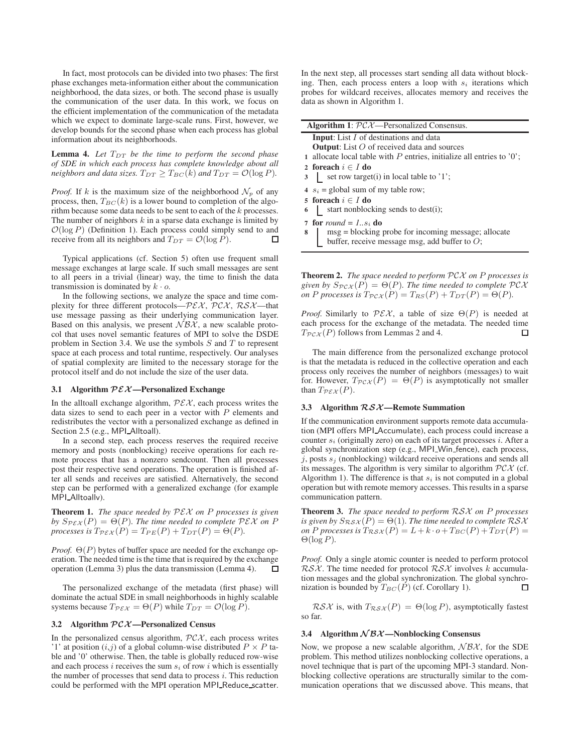In fact, most protocols can be divided into two phases: The first phase exchanges meta-information either about the communication neighborhood, the data sizes, or both. The second phase is usually the communication of the user data. In this work, we focus on the efficient implementation of the communication of the metadata which we expect to dominate large-scale runs. First, however, we develop bounds for the second phase when each process has global information about its neighborhoods.

**Lemma 4.** *Let $T_{DT}$ be the time to perform the second phase of SDE in which each process has complete knowledge about all neighbors and data sizes. $T_{DT} \geq T_{BC}(k)$ and $T_{DT} = \mathcal{O}(\log P)$.*

*Proof.* If $k$ is the maximum size of the neighborhood $\mathcal{N}_p$ of any process, then, $T_{BC}(k)$ is a lower bound to completion of the algorithm because some data needs to be sent to each of the $k$ processes. The number of neighbors $k$ in a sparse data exchange is limited by $\mathcal{O}(\log P)$ (Definition 1). Each process could simply send to and receive from all its neighbors and $T_{DT} = \mathcal{O}(\log P)$. □

Typical applications (cf. Section 5) often use frequent small message exchanges at large scale. If such small messages are sent to all peers in a trivial (linear) way, the time to finish the data transmission is dominated by $k \cdot o$.

In the following sections, we analyze the space and time complexity for three different protocols—$\mathcal{PEX}$, $\mathcal{PCX}$, $\mathcal{RSX}$—that use message passing as their underlying communication layer. Based on this analysis, we present $\mathcal{NBX}$, a new scalable protocol that uses novel semantic features of MPI to solve the DSDE problem in Section 3.4. We use the symbols $S$ and $T$ to represent space at each process and total runtime, respectively. Our analyses of spatial complexity are limited to the necessary storage for the protocol itself and do not include the size of the user data.

### 3.1 Algorithm $\mathcal{PEX}$—Personalized Exchange

In the alltoall exchange algorithm, $\mathcal{PEX}$, each process writes the data sizes to send to each peer in a vector with $P$ elements and redistributes the vector with a personalized exchange as defined in Section 2.5 (e.g., MPI_Alltoall).

In a second step, each process reserves the required receive memory and posts (nonblocking) receive operations for each remote process that has a nonzero sendcount. Then all processes post their respective send operations. The operation is finished after all sends and receives are satisfied. Alternatively, the second step can be performed with a generalized exchange (for example MPI_Alltoallv).

**Theorem 1.** *The space needed by $\mathcal{PEX}$ on $P$ processes is given by $S_{\mathcal{PEX}}(P) = \Theta(P)$. The time needed to complete $\mathcal{PEX}$ on $P$ processes is $T_{\mathcal{PEX}}(P) = T_{PE}(P) + T_{DT}(P) = \Theta(P)$.*

*Proof.* $\Theta(P)$ bytes of buffer space are needed for the exchange operation. The needed time is the time that is required by the exchange operation (Lemma 3) plus the data transmission (Lemma 4). □

The personalized exchange of the metadata (first phase) will dominate the actual SDE in small neighborhoods in highly scalable systems because $T_{\mathcal{PEX}} = \Theta(P)$ while $T_{DT} = \mathcal{O}(\log P)$.

### 3.2 Algorithm $\mathcal{PCX}$—Personalized Census

In the personalized census algorithm, $\mathcal{PCX}$, each process writes '1' at position $(i,j)$ of a global column-wise distributed $P \times P$ table and '0' otherwise. Then, the table is globally reduced row-wise and each process $i$ receives the sum $s_i$ of row $i$ which is essentially the number of processes that send data to process $i$. This reduction could be performed with the MPI operation MPI_Reduce_scatter. In the next step, all processes start sending all data without blocking. Then, each process enters a loop with $s_i$ iterations which probes for wildcard receives, allocates memory and receives the data as shown in Algorithm 1.

**Algorithm 1**: $\mathcal{PCX}$—Personalized Consensus.

**Input**: List $I$ of destinations and data
**Output**: List $O$ of received data and sources

```
1 allocate local table with P entries, initialize all entries to '0';
2 foreach i ∈ I do
3     set row target(i) in local table to '1';
4 s_i = global sum of my table row;
5 foreach i ∈ I do
6     start nonblocking sends to dest(i);
7 for round = 1..s_i do
8     msg = blocking probe for incoming message; allocate
      buffer, receive message msg, add buffer to O;
```

**Theorem 2.** *The space needed to perform $\mathcal{PCX}$ on $P$ processes is given by $S_{\mathcal{PCX}}(P) = \Theta(P)$. The time needed to complete $\mathcal{PCX}$ on $P$ processes is $T_{\mathcal{PCX}}(P) = T_{RS}(P) + T_{DT}(P) = \Theta(P)$.*

*Proof.* Similarly to $\mathcal{PEX}$, a table of size $\Theta(P)$ is needed at each process for the exchange of the metadata. The needed time $T_{\mathcal{PCX}}(P)$ follows from Lemmas 2 and 4. □

The main difference from the personalized exchange protocol is that the metadata is reduced in the collective operation and each process only receives the number of neighbors (messages) to wait for. However, $T_{\mathcal{PCX}}(P) = \Theta(P)$ is asymptotically not smaller than $T_{\mathcal{PEX}}(P)$.

### 3.3 Algorithm $\mathcal{RSX}$—Remote Summation

If the communication environment supports remote data accumulation (MPI offers MPI_Accumulate), each process could increase a counter $s_i$ (originally zero) on each of its target processes $i$. After a global synchronization step (e.g., MPI_Win_fence), each process, $j$, posts $s_j$ (nonblocking) wildcard receive operations and sends all its messages. The algorithm is very similar to algorithm $\mathcal{PCX}$ (cf. Algorithm 1). The difference is that $s_i$ is not computed in a global operation but with remote memory accesses. This results in a sparse communication pattern.

**Theorem 3.** *The space needed to perform $\mathcal{RSX}$ on $P$ processes is given by $S_{\mathcal{RSX}}(P) = \Theta(1)$. The time needed to complete $\mathcal{RSX}$ on $P$ processes is $T_{\mathcal{RSX}}(P) = L + k \cdot o + T_{BC}(P) + T_{DT}(P) = \Theta(\log P)$.*

*Proof.* Only a single atomic counter is needed to perform protocol $\mathcal{RSX}$. The time needed for protocol $\mathcal{RSX}$ involves $k$ accumulation messages and the global synchronization. The global synchronization is bounded by $T_{BC}(P)$ (cf. Corollary 1). □

$\mathcal{RSX}$ is, with $T_{\mathcal{RSX}}(P) = \Theta(\log P)$, asymptotically fastest so far.

### 3.4 Algorithm $\mathcal{NBX}$—Nonblocking Consensus

Now, we propose a new scalable algorithm, $\mathcal{NBX}$, for the SDE problem. This method utilizes nonblocking collective operations, a novel technique that is part of the upcoming MPI-3 standard. Nonblocking collective operations are structurally similar to the communication operations that we discussed above. This means, that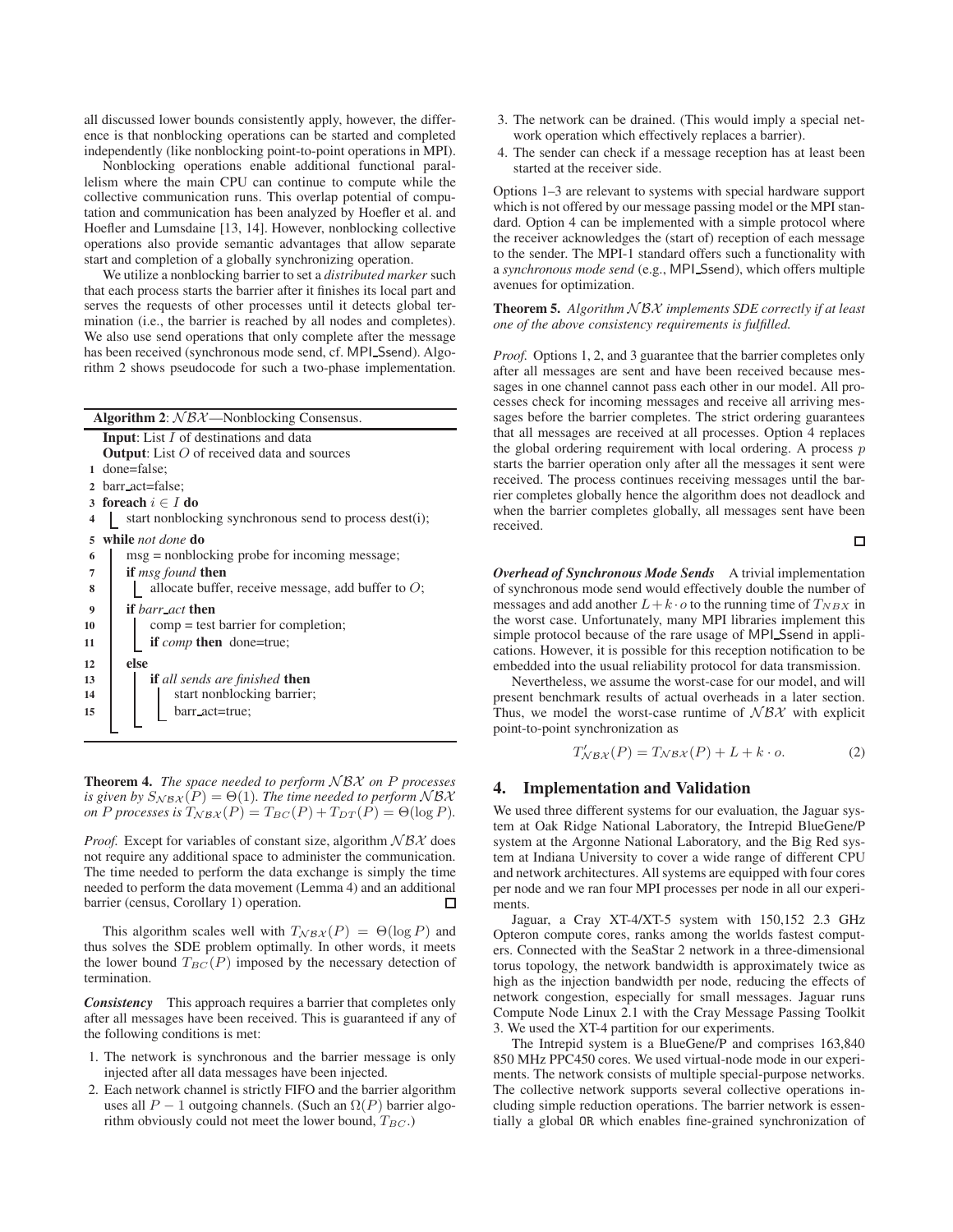all discussed lower bounds consistently apply, however, the difference is that nonblocking operations can be started and completed independently (like nonblocking point-to-point operations in MPI).

Nonblocking operations enable additional functional parallelism where the main CPU can continue to compute while the collective communication runs. This overlap potential of computation and communication has been analyzed by Hoefler et al. and Hoefler and Lumsdaine [13, 14]. However, nonblocking collective operations also provide semantic advantages that allow separate start and completion of a globally synchronizing operation.

We utilize a nonblocking barrier to set a *distributed marker* such that each process starts the barrier after it finishes its local part and serves the requests of other processes until it detects global termination (i.e., the barrier is reached by all nodes and completes). We also use send operations that only complete after the message has been received (synchronous mode send, cf. MPI_Ssend). Algorithm 2 shows pseudocode for such a two-phase implementation.

**Algorithm 2**: $\mathcal{NBX}$—Nonblocking Consensus.

```
Input: List I of destinations and data
Output: List O of received data and sources
1  done=false;
2  barr_act=false;
3  foreach i ∈ I do
4      start nonblocking synchronous send to process dest(i);
5  while not done do
6      msg = nonblocking probe for incoming message;
7      if msg found then
8          allocate buffer, receive message, add buffer to O;
9      if barr_act then
10         comp = test barrier for completion;
11         if comp then done=true;
12     else
13         if all sends are finished then
14             start nonblocking barrier;
15             barr_act=true;
```

**Theorem 4.** *The space needed to perform $\mathcal{NBX}$ on $P$ processes is given by $S_{\mathcal{NBX}}(P) = \Theta(1)$. The time needed to perform $\mathcal{NBX}$ on $P$ processes is $T_{\mathcal{NBX}}(P) = T_{BC}(P) + T_{DT}(P) = \Theta(\log P)$.*

*Proof.* Except for variables of constant size, algorithm $\mathcal{NBX}$ does not require any additional space to administer the communication. The time needed to perform the data exchange is simply the time needed to perform the data movement (Lemma 4) and an additional barrier (census, Corollary 1) operation. □

This algorithm scales well with $T_{\mathcal{NBX}}(P) = \Theta(\log P)$ and thus solves the SDE problem optimally. In other words, it meets the lower bound $T_{BC}(P)$ imposed by the necessary detection of termination.

***Consistency*** This approach requires a barrier that completes only after all messages have been received. This is guaranteed if any of the following conditions is met:

1. The network is synchronous and the barrier message is only injected after all data messages have been injected.
2. Each network channel is strictly FIFO and the barrier algorithm uses all $P-1$ outgoing channels. (Such an $\Omega(P)$ barrier algorithm obviously could not meet the lower bound, $T_{BC}$.)
3. The network can be drained. (This would imply a special network operation which effectively replaces a barrier).
4. The sender can check if a message reception has at least been started at the receiver side.

Options 1–3 are relevant to systems with special hardware support which is not offered by our message passing model or the MPI standard. Option 4 can be implemented with a simple protocol where the receiver acknowledges the (start of) reception of each message to the sender. The MPI-1 standard offers such a functionality with a *synchronous mode send* (e.g., MPI_Ssend), which offers multiple avenues for optimization.

**Theorem 5.** *Algorithm $\mathcal{NBX}$ implements SDE correctly if at least one of the above consistency requirements is fulfilled.*

*Proof.* Options 1, 2, and 3 guarantee that the barrier completes only after all messages are sent and have been received because messages in one channel cannot pass each other in our model. All processes check for incoming messages and receive all arriving messages before the barrier completes. The strict ordering guarantees that all messages are received at all processes. Option 4 replaces the global ordering requirement with local ordering. A process $p$ starts the barrier operation only after all the messages it sent were received. The process continues receiving messages until the barrier completes globally hence the algorithm does not deadlock and when the barrier completes globally, all messages sent have been received. □

***Overhead of Synchronous Mode Sends*** A trivial implementation of synchronous mode send would effectively double the number of messages and add another $L + k \cdot o$ to the running time of $T_{NBX}$ in the worst case. Unfortunately, many MPI libraries implement this simple protocol because of the rare usage of MPI_Ssend in applications. However, it is possible for this reception notification to be embedded into the usual reliability protocol for data transmission.

Nevertheless, we assume the worst-case for our model, and will present benchmark results of actual overheads in a later section. Thus, we model the worst-case runtime of $\mathcal{NBX}$ with explicit point-to-point synchronization as

$$T'_{\mathcal{NBX}}(P) = T_{\mathcal{NBX}}(P) + L + k \cdot o. \tag{2}$$

## 4. Implementation and Validation

We used three different systems for our evaluation, the Jaguar system at Oak Ridge National Laboratory, the Intrepid BlueGene/P system at the Argonne National Laboratory, and the Big Red system at Indiana University to cover a wide range of different CPU and network architectures. All systems are equipped with four cores per node and we ran four MPI processes per node in all our experiments.

Jaguar, a Cray XT-4/XT-5 system with 150,152 2.3 GHz Opteron compute cores, ranks among the worlds fastest computers. Connected with the SeaStar 2 network in a three-dimensional torus topology, the network bandwidth is approximately twice as high as the injection bandwidth per node, reducing the effects of network congestion, especially for small messages. Jaguar runs Compute Node Linux 2.1 with the Cray Message Passing Toolkit 3. We used the XT-4 partition for our experiments.

The Intrepid system is a BlueGene/P and comprises 163,840 850 MHz PPC450 cores. We used virtual-node mode in our experiments. The network consists of multiple special-purpose networks. The collective network supports several collective operations including simple reduction operations. The barrier network is essentially a global OR which enables fine-grained synchronization of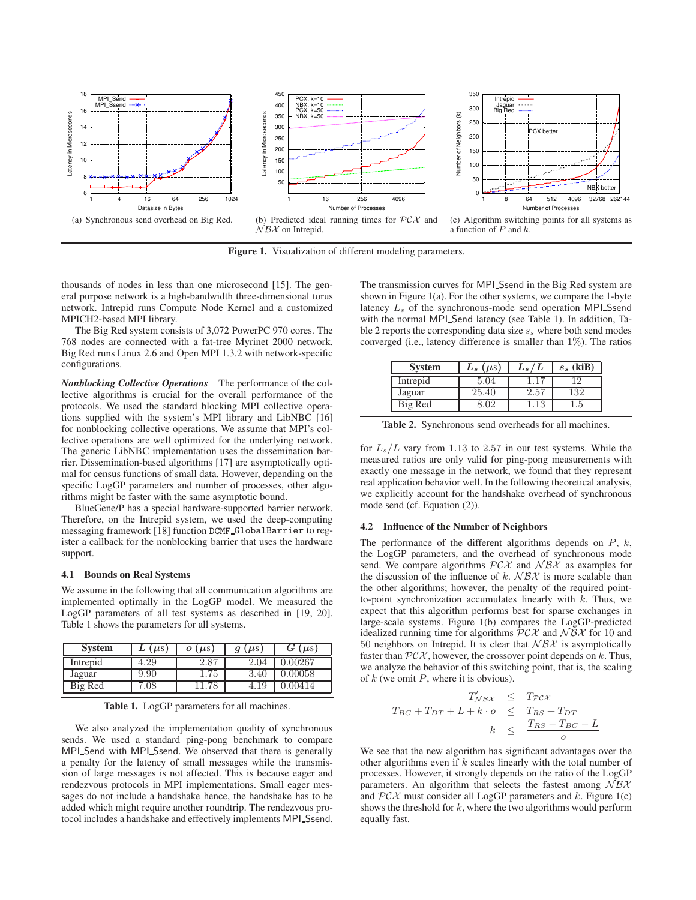(a) Synchronous send overhead on Big Red.

(b) Predicted ideal running times for $\mathcal{PCX}$ and $\mathcal{NBX}$ on Intrepid.

(c) Algorithm switching points for all systems as a function of $P$ and $k$.

**Figure 1.** Visualization of different modeling parameters.

thousands of nodes in less than one microsecond [15]. The general purpose network is a high-bandwidth three-dimensional torus network. Intrepid runs Compute Node Kernel and a customized MPICH2-based MPI library.

The Big Red system consists of 3,072 PowerPC 970 cores. The 768 nodes are connected with a fat-tree Myrinet 2000 network. Big Red runs Linux 2.6 and Open MPI 1.3.2 with network-specific configurations.

***Nonblocking Collective Operations*** The performance of the collective algorithms is crucial for the overall performance of the protocols. We used the standard blocking MPI collective operations supplied with the system's MPI library and LibNBC [16] for nonblocking collective operations. We assume that MPI's collective operations are well optimized for the underlying network. The generic LibNBC implementation uses the dissemination barrier. Dissemination-based algorithms [17] are asymptotically optimal for census functions of small data. However, depending on the specific LogGP parameters and number of processes, other algorithms might be faster with the same asymptotic bound.

BlueGene/P has a special hardware-supported barrier network. Therefore, on the Intrepid system, we used the deep-computing messaging framework [18] function `DCMF_GlobalBarrier` to register a callback for the nonblocking barrier that uses the hardware support.

### 4.1 Bounds on Real Systems

We assume in the following that all communication algorithms are implemented optimally in the LogGP model. We measured the LogGP parameters of all test systems as described in [19, 20]. Table 1 shows the parameters for all systems.

| System | $L$ ($\mu$s) | $o$ ($\mu$s) | $g$ ($\mu$s) | $G$ ($\mu$s) |
|---|---|---|---|---|
| Intrepid | 4.29 | 2.87 | 2.04 | 0.00267 |
| Jaguar | 9.90 | 1.75 | 3.40 | 0.00058 |
| Big Red | 7.08 | 11.78 | 4.19 | 0.00414 |

**Table 1.** LogGP parameters for all machines.

We also analyzed the implementation quality of synchronous sends. We used a standard ping-pong benchmark to compare MPI_Send with MPI_Ssend. We observed that there is generally a penalty for the latency of small messages while the transmission of large messages is not affected. This is because eager and rendezvous protocols in MPI implementations. Small eager messages do not include a handshake hence, the handshake has to be added which might require another roundtrip. The rendezvous protocol includes a handshake and effectively implements MPI_Ssend.

The transmission curves for MPI_Ssend in the Big Red system are shown in Figure 1(a). For the other systems, we compare the 1-byte latency $L_s$ of the synchronous-mode send operation MPI_Ssend with the normal MPI_Send latency (see Table 1). In addition, Table 2 reports the corresponding data size $s_s$ where both send modes converged (i.e., latency difference is smaller than 1%). The ratios

| System | $L_s$ ($\mu$s) | $L_s/L$ | $s_s$ (kiB) |
|---|---|---|---|
| Intrepid | 5.04 | 1.17 | 12 |
| Jaguar | 25.40 | 2.57 | 132 |
| Big Red | 8.02 | 1.13 | 1.5 |

**Table 2.** Synchronous send overheads for all machines.

for $L_s/L$ vary from 1.13 to 2.57 in our test systems. While the measured ratios are only valid for ping-pong measurements with exactly one message in the network, we found that they represent real application behavior well. In the following theoretical analysis, we explicitly account for the handshake overhead of synchronous mode send (cf. Equation (2)).

### 4.2 Influence of the Number of Neighbors

The performance of the different algorithms depends on $P$, $k$, the LogGP parameters, and the overhead of synchronous mode send. We compare algorithms $\mathcal{PCX}$ and $\mathcal{NBX}$ as examples for the discussion of the influence of $k$. $\mathcal{NBX}$ is more scalable than the other algorithms; however, the penalty of the required point-to-point synchronization accumulates linearly with $k$. Thus, we expect that this algorithm performs best for sparse exchanges in large-scale systems. Figure 1(b) compares the LogGP-predicted idealized running time for algorithms $\mathcal{PCX}$ and $\mathcal{NBX}$ for 10 and 50 neighbors on Intrepid. It is clear that $\mathcal{NBX}$ is asymptotically faster than $\mathcal{PCX}$, however, the crossover point depends on $k$. Thus, we analyze the behavior of this switching point, that is, the scaling of $k$ (we omit $P$, where it is obvious).

$$
\begin{aligned}
T'_{\mathcal{NBX}} &\leq T_{\mathcal{PCX}} \\
T_{BC} + T_{DT} + L + k \cdot o &\leq T_{RS} + T_{DT} \\
k &\leq \frac{T_{RS} - T_{BC} - L}{o}
\end{aligned}
$$

We see that the new algorithm has significant advantages over the other algorithms even if $k$ scales linearly with the total number of processes. However, it strongly depends on the ratio of the LogGP parameters. An algorithm that selects the fastest among $\mathcal{NBX}$ and $\mathcal{PCX}$ must consider all LogGP parameters and $k$. Figure 1(c) shows the threshold for $k$, where the two algorithms would perform equally fast.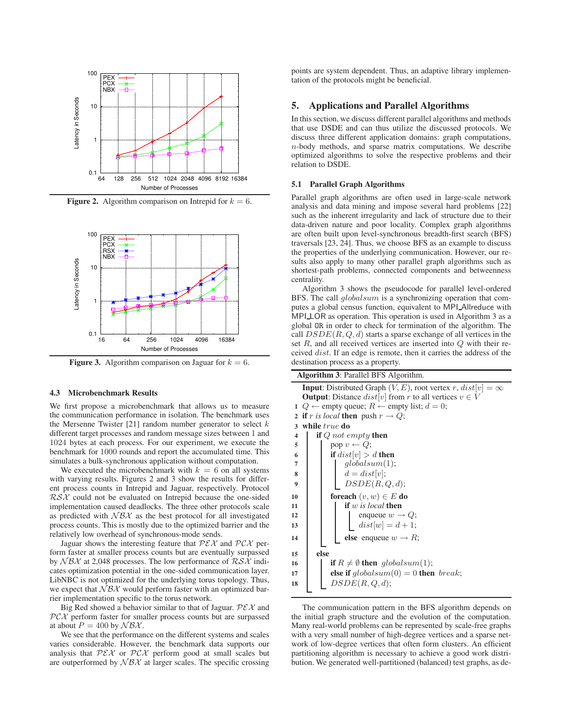Figure 2. Algorithm comparison on Intrepid for $k = 6$.

Figure 3. Algorithm comparison on Jaguar for $k = 6$.

### 4.3 Microbenchmark Results

We first propose a microbenchmark that allows us to measure the communication performance in isolation. The benchmark uses the Mersenne Twister [21] random number generator to select $k$ different target processes and random message sizes between 1 and 1024 bytes at each process. For our experiment, we execute the benchmark for 1000 rounds and report the accumulated time. This simulates a bulk-synchronous application without computation.

We executed the microbenchmark with $k = 6$ on all systems with varying results. Figures 2 and 3 show the results for different process counts in Intrepid and Jaguar, respectively. Protocol $\mathcal{RSX}$ could not be evaluated on Intrepid because the one-sided implementation caused deadlocks. The three other protocols scale as predicted with $\mathcal{NBX}$ as the best protocol for all investigated process counts. This is mostly due to the optimized barrier and the relatively low overhead of synchronous-mode sends.

Jaguar shows the interesting feature that $\mathcal{PEX}$ and $\mathcal{PCX}$ perform faster at smaller process counts but are eventually surpassed by $\mathcal{NBX}$ at 2,048 processes. The low performance of $\mathcal{RSX}$ indicates optimization potential in the one-sided communication layer. LibNBC is not optimized for the underlying torus topology. Thus, we expect that $\mathcal{NBX}$ would perform faster with an optimized barrier implementation specific to the torus network.

Big Red showed a behavior similar to that of Jaguar. $\mathcal{PEX}$ and $\mathcal{PCX}$ perform faster for smaller process counts but are surpassed at about $P = 400$ by $\mathcal{NBX}$.

We see that the performance on the different systems and scales varies considerable. However, the benchmark data supports our analysis that $\mathcal{PEX}$ or $\mathcal{PCX}$ perform good at small scales but are outperformed by $\mathcal{NBX}$ at larger scales. The specific crossing points are system dependent. Thus, an adaptive library implementation of the protocols might be beneficial.

## 5. Applications and Parallel Algorithms

In this section, we discuss different parallel algorithms and methods that use DSDE and can thus utilize the discussed protocols. We discuss three different application domains: graph computations, $n$-body methods, and sparse matrix computations. We describe optimized algorithms to solve the respective problems and their relation to DSDE.

### 5.1 Parallel Graph Algorithms

Parallel graph algorithms are often used in large-scale network analysis and data mining and impose several hard problems [22] such as the inherent irregularity and lack of structure due to their data-driven nature and poor locality. Complex graph algorithms are often built upon level-synchronous breadth-first search (BFS) traversals [23, 24]. Thus, we choose BFS as an example to discuss the properties of the underlying communication. However, our results also apply to many other parallel graph algorithms such as shortest-path problems, connected components and betweenness centrality.

Algorithm 3 shows the pseudocode for parallel level-ordered BFS. The call $globalsum$ is a synchronizing operation that computes a global census function, equivalent to MPI_Allreduce with MPI_LOR as operation. This operation is used in Algorithm 3 as a global `OR` in order to check for termination of the algorithm. The call $DSDE(R, Q, d)$ starts a sparse exchange of all vertices in the set $R$, and all received vertices are inserted into $Q$ with their received $dist$. If an edge is remote, then it carries the address of the destination process as a property.

**Algorithm 3**: Parallel BFS Algorithm.

**Input**: Distributed Graph $(V, E)$, root vertex $r$, $dist[v] = \infty$
**Output**: Distance $dist[v]$ from $r$ to all vertices $v \in V$

```
1  Q ← empty queue; R ← empty list; d = 0;
2  if r is local then push r → Q;
3  while true do
4      if Q not empty then
5          pop v ← Q;
6          if dist[v] > d then
7              globalsum(1);
8              d = dist[v];
9              DSDE(R, Q, d);
10         foreach (v, w) ∈ E do
11             if w is local then
12                 enqueue w → Q;
13                 dist[w] = d + 1;
14             else enqueue w → R;
15     else
16         if R ≠ ∅ then globalsum(1);
17         else if globalsum(0) = 0 then break;
18         DSDE(R, Q, d);
```

The communication pattern in the BFS algorithm depends on the initial graph structure and the evolution of the computation. Many real-world problems can be represented by scale-free graphs with a very small number of high-degree vertices and a sparse network of low-degree vertices that often form clusters. An efficient partitioning algorithm is necessary to achieve a good work distribution. We generated well-partitioned (balanced) test graphs, as de-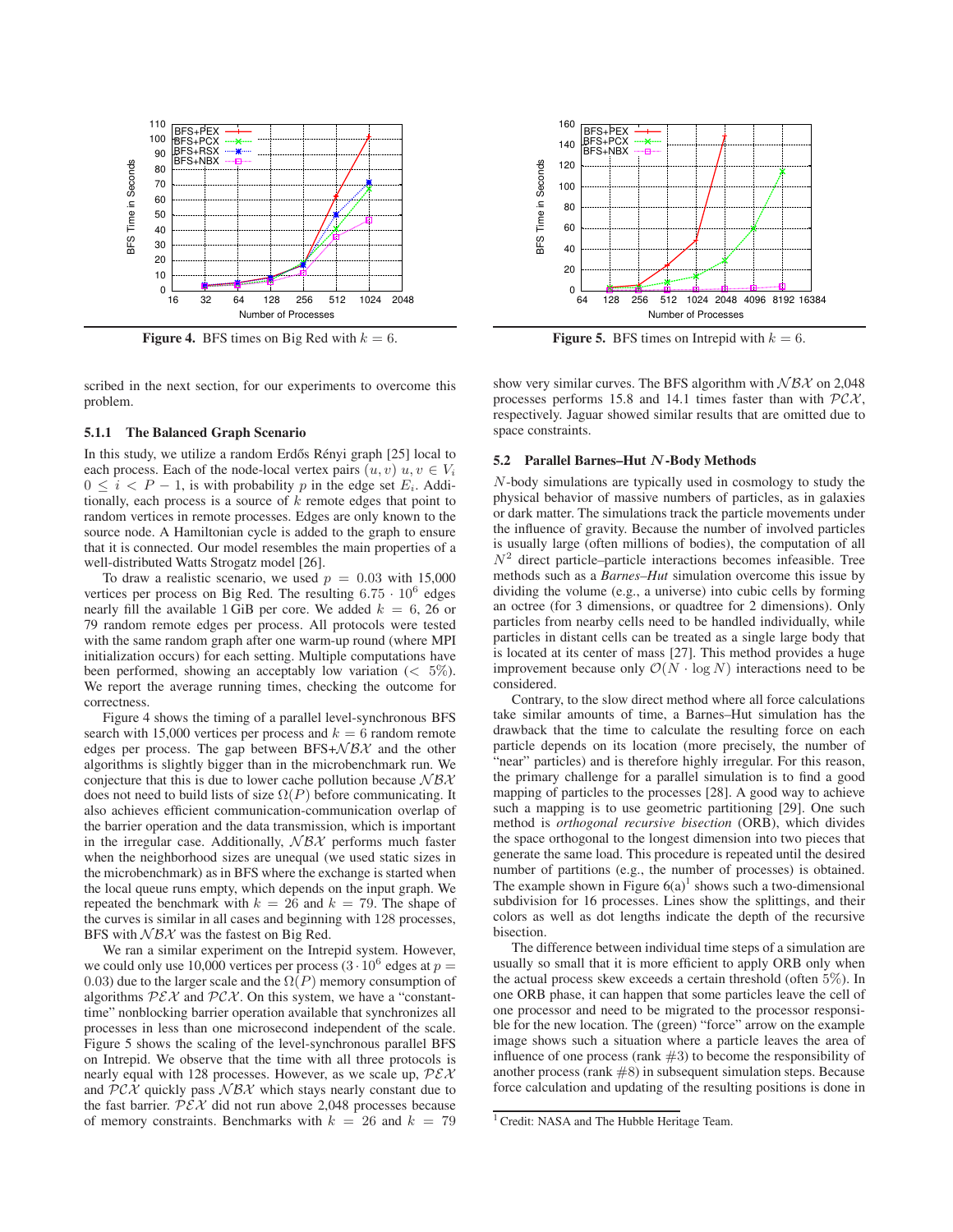**Figure 4.** BFS times on Big Red with $k = 6$.

**Figure 5.** BFS times on Intrepid with $k = 6$.

scribed in the next section, for our experiments to overcome this problem.

#### 5.1.1 The Balanced Graph Scenario

In this study, we utilize a random Erdős Rényi graph [25] local to each process. Each of the node-local vertex pairs $(u, v)$ $u, v \in V_i$ $0 \leq i < P - 1$, is with probability $p$ in the edge set $E_i$. Additionally, each process is a source of $k$ remote edges that point to random vertices in remote processes. Edges are only known to the source node. A Hamiltonian cycle is added to the graph to ensure that it is connected. Our model resembles the main properties of a well-distributed Watts Strogatz model [26].

To draw a realistic scenario, we used $p = 0.03$ with 15,000 vertices per process on Big Red. The resulting $6.75 \cdot 10^6$ edges nearly fill the available 1 GiB per core. We added $k = 6$, 26 or 79 random remote edges per process. All protocols were tested with the same random graph after one warm-up round (where MPI initialization occurs) for each setting. Multiple computations have been performed, showing an acceptably low variation ($< 5\%$). We report the average running times, checking the outcome for correctness.

Figure 4 shows the timing of a parallel level-synchronous BFS search with 15,000 vertices per process and $k = 6$ random remote edges per process. The gap between BFS+$\mathcal{NBX}$ and the other algorithms is slightly bigger than in the microbenchmark run. We conjecture that this is due to lower cache pollution because $\mathcal{NBX}$ does not need to build lists of size $\Omega(P)$ before communicating. It also achieves efficient communication-communication overlap of the barrier operation and the data transmission, which is important in the irregular case. Additionally, $\mathcal{NBX}$ performs much faster when the neighborhood sizes are unequal (we used static sizes in the microbenchmark) as in BFS where the exchange is started when the local queue runs empty, which depends on the input graph. We repeated the benchmark with $k = 26$ and $k = 79$. The shape of the curves is similar in all cases and beginning with 128 processes, BFS with $\mathcal{NBX}$ was the fastest on Big Red.

We ran a similar experiment on the Intrepid system. However, we could only use 10,000 vertices per process ($3 \cdot 10^6$ edges at $p = 0.03$) due to the larger scale and the $\Omega(P)$ memory consumption of algorithms $\mathcal{PEX}$ and $\mathcal{PCX}$. On this system, we have a "constant-time" nonblocking barrier operation available that synchronizes all processes in less than one microsecond independent of the scale. Figure 5 shows the scaling of the level-synchronous parallel BFS on Intrepid. We observe that the time with all three protocols is nearly equal with 128 processes. However, as we scale up, $\mathcal{PEX}$ and $\mathcal{PCX}$ quickly pass $\mathcal{NBX}$ which stays nearly constant due to the fast barrier. $\mathcal{PEX}$ did not run above 2,048 processes because of memory constraints. Benchmarks with $k = 26$ and $k = 79$ show very similar curves. The BFS algorithm with $\mathcal{NBX}$ on 2,048 processes performs 15.8 and 14.1 times faster than with $\mathcal{PCX}$, respectively. Jaguar showed similar results that are omitted due to space constraints.

### 5.2 Parallel Barnes–Hut $N$-Body Methods

$N$-body simulations are typically used in cosmology to study the physical behavior of massive numbers of particles, as in galaxies or dark matter. The simulations track the particle movements under the influence of gravity. Because the number of involved particles is usually large (often millions of bodies), the computation of all $N^2$ direct particle–particle interactions becomes infeasible. Tree methods such as a *Barnes–Hut* simulation overcome this issue by dividing the volume (e.g., a universe) into cubic cells by forming an octree (for 3 dimensions, or quadtree for 2 dimensions). Only particles from nearby cells need to be handled individually, while particles in distant cells can be treated as a single large body that is located at its center of mass [27]. This method provides a huge improvement because only $\mathcal{O}(N \cdot \log N)$ interactions need to be considered.

Contrary, to the slow direct method where all force calculations take similar amounts of time, a Barnes–Hut simulation has the drawback that the time to calculate the resulting force on each particle depends on its location (more precisely, the number of "near" particles) and is therefore highly irregular. For this reason, the primary challenge for a parallel simulation is to find a good mapping of particles to the processes [28]. A good way to achieve such a mapping is to use geometric partitioning [29]. One such method is *orthogonal recursive bisection* (ORB), which divides the space orthogonal to the longest dimension into two pieces that generate the same load. This procedure is repeated until the desired number of partitions (e.g., the number of processes) is obtained. The example shown in Figure 6(a)[1] shows such a two-dimensional subdivision for 16 processes. Lines show the splittings, and their colors as well as dot lengths indicate the depth of the recursive bisection.

The difference between individual time steps of a simulation are usually so small that it is more efficient to apply ORB only when the actual process skew exceeds a certain threshold (often 5%). In one ORB phase, it can happen that some particles leave the cell of one processor and need to be migrated to the processor responsible for the new location. The (green) "force" arrow on the example image shows such a situation where a particle leaves the area of influence of one process (rank #3) to become the responsibility of another process (rank #8) in subsequent simulation steps. Because force calculation and updating of the resulting positions is done in

[1] Credit: NASA and The Hubble Heritage Team.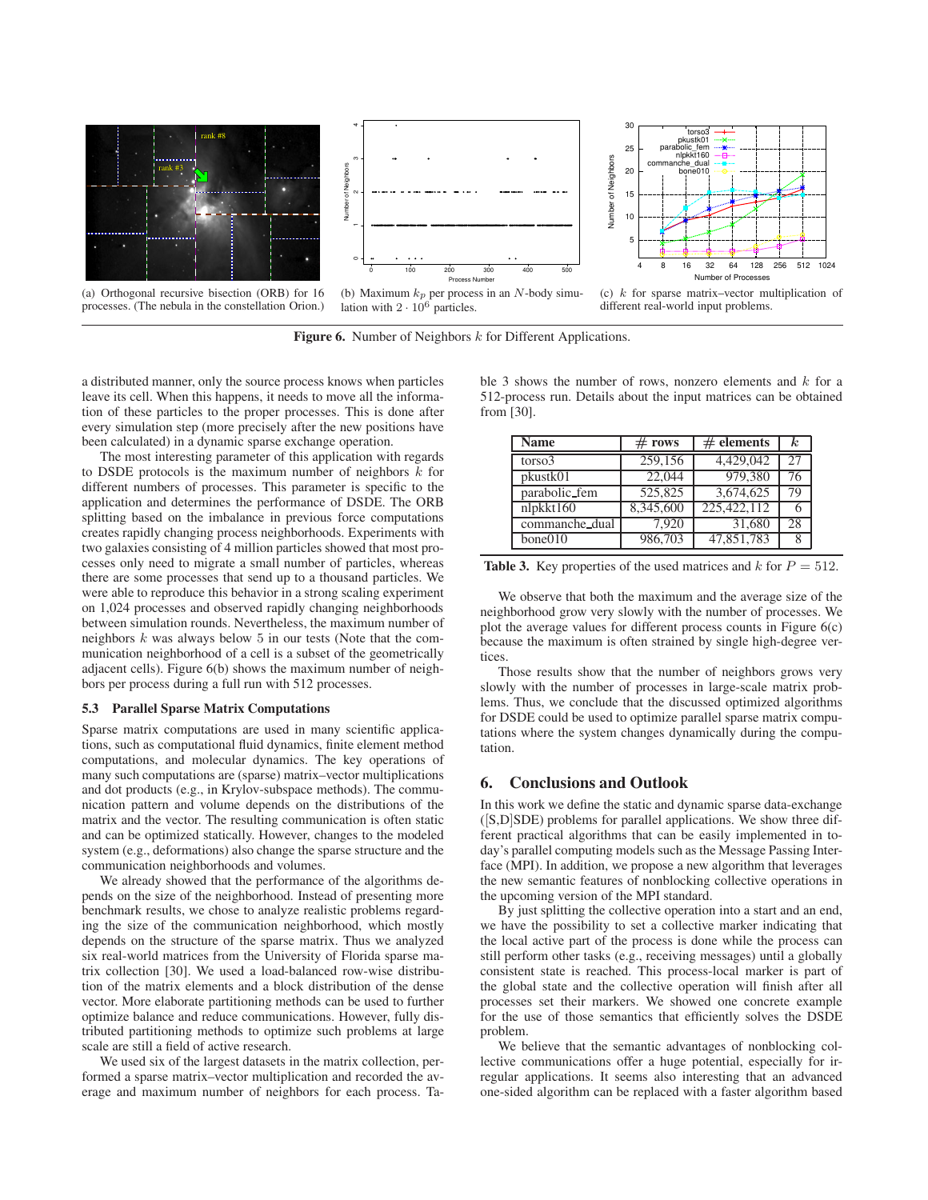(a) Orthogonal recursive bisection (ORB) for 16 processes. (The nebula in the constellation Orion.)

(b) Maximum $k_p$ per process in an $N$-body simulation with $2 \cdot 10^6$ particles.

(c) $k$ for sparse matrix–vector multiplication of different real-world input problems.

**Figure 6.** Number of Neighbors $k$ for Different Applications.

a distributed manner, only the source process knows when particles leave its cell. When this happens, it needs to move all the information of these particles to the proper processes. This is done after every simulation step (more precisely after the new positions have been calculated) in a dynamic sparse exchange operation.

The most interesting parameter of this application with regards to DSDE protocols is the maximum number of neighbors $k$ for different numbers of processes. This parameter is specific to the application and determines the performance of DSDE. The ORB splitting based on the imbalance in previous force computations creates rapidly changing process neighborhoods. Experiments with two galaxies consisting of 4 million particles showed that most processes only need to migrate a small number of particles, whereas there are some processes that send up to a thousand particles. We were able to reproduce this behavior in a strong scaling experiment on 1,024 processes and observed rapidly changing neighborhoods between simulation rounds. Nevertheless, the maximum number of neighbors $k$ was always below 5 in our tests (Note that the communication neighborhood of a cell is a subset of the geometrically adjacent cells). Figure 6(b) shows the maximum number of neighbors per process during a full run with 512 processes.

### 5.3 Parallel Sparse Matrix Computations

Sparse matrix computations are used in many scientific applications, such as computational fluid dynamics, finite element method computations, and molecular dynamics. The key operations of many such computations are (sparse) matrix–vector multiplications and dot products (e.g., in Krylov-subspace methods). The communication pattern and volume depends on the distributions of the matrix and the vector. The resulting communication is often static and can be optimized statically. However, changes to the modeled system (e.g., deformations) also change the sparse structure and the communication neighborhoods and volumes.

We already showed that the performance of the algorithms depends on the size of the neighborhood. Instead of presenting more benchmark results, we chose to analyze realistic problems regarding the size of the communication neighborhood, which mostly depends on the structure of the sparse matrix. Thus we analyzed six real-world matrices from the University of Florida sparse matrix collection [30]. We used a load-balanced row-wise distribution of the matrix elements and a block distribution of the dense vector. More elaborate partitioning methods can be used to further optimize balance and reduce communications. However, fully distributed partitioning methods to optimize such problems at large scale are still a field of active research.

We used six of the largest datasets in the matrix collection, performed a sparse matrix–vector multiplication and recorded the average and maximum number of neighbors for each process. Table 3 shows the number of rows, nonzero elements and $k$ for a 512-process run. Details about the input matrices can be obtained from [30].

| Name | # rows | # elements | $k$ |
|---|---|---|---|
| torso3 | 259,156 | 4,429,042 | 27 |
| pkustk01 | 22,044 | 979,380 | 76 |
| parabolic_fem | 525,825 | 3,674,625 | 79 |
| nlpkkt160 | 8,345,600 | 225,422,112 | 6 |
| commanche_dual | 7,920 | 31,680 | 28 |
| bone010 | 986,703 | 47,851,783 | 8 |

**Table 3.** Key properties of the used matrices and $k$ for $P = 512$.

We observe that both the maximum and the average size of the neighborhood grow very slowly with the number of processes. We plot the average values for different process counts in Figure 6(c) because the maximum is often strained by single high-degree vertices.

Those results show that the number of neighbors grows very slowly with the number of processes in large-scale matrix problems. Thus, we conclude that the discussed optimized algorithms for DSDE could be used to optimize parallel sparse matrix computations where the system changes dynamically during the computation.

## 6. Conclusions and Outlook

In this work we define the static and dynamic sparse data-exchange ([S,D]SDE) problems for parallel applications. We show three different practical algorithms that can be easily implemented in today's parallel computing models such as the Message Passing Interface (MPI). In addition, we propose a new algorithm that leverages the new semantic features of nonblocking collective operations in the upcoming version of the MPI standard.

By just splitting the collective operation into a start and an end, we have the possibility to set a collective marker indicating that the local active part of the process is done while the process can still perform other tasks (e.g., receiving messages) until a globally consistent state is reached. This process-local marker is part of the global state and the collective operation will finish after all processes set their markers. We showed one concrete example for the use of those semantics that efficiently solves the DSDE problem.

We believe that the semantic advantages of nonblocking collective communications offer a huge potential, especially for irregular applications. It seems also interesting that an advanced one-sided algorithm can be replaced with a faster algorithm based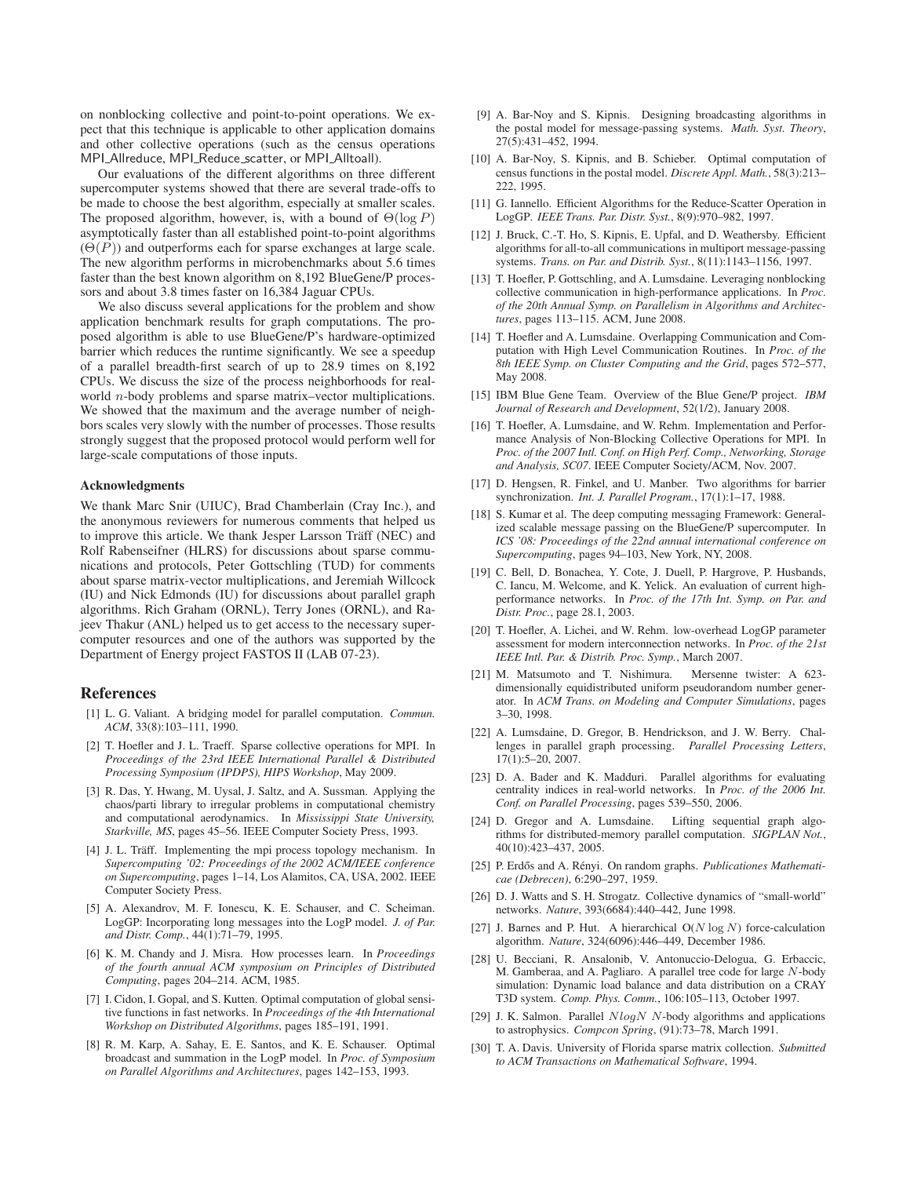on nonblocking collective and point-to-point operations. We expect that this technique is applicable to other application domains and other collective operations (such as the census operations MPI_Allreduce, MPI_Reduce_scatter, or MPI_Alltoall).

Our evaluations of the different algorithms on three different supercomputer systems showed that there are several trade-offs to be made to choose the best algorithm, especially at smaller scales. The proposed algorithm, however, is, with a bound of $\Theta(\log P)$ asymptotically faster than all established point-to-point algorithms ($\Theta(P)$) and outperforms each for sparse exchanges at large scale. The new algorithm performs in microbenchmarks about 5.6 times faster than the best known algorithm on 8,192 BlueGene/P processors and about 3.8 times faster on 16,384 Jaguar CPUs.

We also discuss several applications for the problem and show application benchmark results for graph computations. The proposed algorithm is able to use BlueGene/P's hardware-optimized barrier which reduces the runtime significantly. We see a speedup of a parallel breadth-first search of up to 28.9 times on 8,192 CPUs. We discuss the size of the process neighborhoods for real-world $n$-body problems and sparse matrix–vector multiplications. We showed that the maximum and the average number of neighbors scales very slowly with the number of processes. Those results strongly suggest that the proposed protocol would perform well for large-scale computations of those inputs.

#### Acknowledgments

We thank Marc Snir (UIUC), Brad Chamberlain (Cray Inc.), and the anonymous reviewers for numerous comments that helped us to improve this article. We thank Jesper Larsson Träff (NEC) and Rolf Rabenseifner (HLRS) for discussions about sparse communications and protocols, Peter Gottschling (TUD) for comments about sparse matrix-vector multiplications, and Jeremiah Willcock (IU) and Nick Edmonds (IU) for discussions about parallel graph algorithms. Rich Graham (ORNL), Terry Jones (ORNL), and Rajeev Thakur (ANL) helped us to get access to the necessary supercomputer resources and one of the authors was supported by the Department of Energy project FASTOS II (LAB 07-23).

## References

[1] L. G. Valiant. A bridging model for parallel computation. *Commun. ACM*, 33(8):103–111, 1990.

[2] T. Hoefler and J. L. Traeff. Sparse collective operations for MPI. In *Proceedings of the 23rd IEEE International Parallel & Distributed Processing Symposium (IPDPS), HIPS Workshop*, May 2009.

[3] R. Das, Y. Hwang, M. Uysal, J. Saltz, and A. Sussman. Applying the chaos/parti library to irregular problems in computational chemistry and computational aerodynamics. In *Mississippi State University, Starkville, MS*, pages 45–56. IEEE Computer Society Press, 1993.

[4] J. L. Träff. Implementing the mpi process topology mechanism. In *Supercomputing '02: Proceedings of the 2002 ACM/IEEE conference on Supercomputing*, pages 1–14, Los Alamitos, CA, USA, 2002. IEEE Computer Society Press.

[5] A. Alexandrov, M. F. Ionescu, K. E. Schauser, and C. Scheiman. LogGP: Incorporating long messages into the LogP model. *J. of Par. and Distr. Comp.*, 44(1):71–79, 1995.

[6] K. M. Chandy and J. Misra. How processes learn. In *Proceedings of the fourth annual ACM symposium on Principles of Distributed Computing*, pages 204–214. ACM, 1985.

[7] I. Cidon, I. Gopal, and S. Kutten. Optimal computation of global sensitive functions in fast networks. In *Proceedings of the 4th International Workshop on Distributed Algorithms*, pages 185–191, 1991.

[8] R. M. Karp, A. Sahay, E. E. Santos, and K. E. Schauser. Optimal broadcast and summation in the LogP model. In *Proc. of Symposium on Parallel Algorithms and Architectures*, pages 142–153, 1993.

[9] A. Bar-Noy and S. Kipnis. Designing broadcasting algorithms in the postal model for message-passing systems. *Math. Syst. Theory*, 27(5):431–452, 1994.

[10] A. Bar-Noy, S. Kipnis, and B. Schieber. Optimal computation of census functions in the postal model. *Discrete Appl. Math.*, 58(3):213–222, 1995.

[11] G. Iannello. Efficient Algorithms for the Reduce-Scatter Operation in LogGP. *IEEE Trans. Par. Distr. Syst.*, 8(9):970–982, 1997.

[12] J. Bruck, C.-T. Ho, S. Kipnis, E. Upfal, and D. Weathersby. Efficient algorithms for all-to-all communications in multiport message-passing systems. *Trans. on Par. and Distrib. Syst.*, 8(11):1143–1156, 1997.

[13] T. Hoefler, P. Gottschling, and A. Lumsdaine. Leveraging nonblocking collective communication in high-performance applications. In *Proc. of the 20th Annual Symp. on Parallelism in Algorithms and Architectures*, pages 113–115. ACM, June 2008.

[14] T. Hoefler and A. Lumsdaine. Overlapping Communication and Computation with High Level Communication Routines. In *Proc. of the 8th IEEE Symp. on Cluster Computing and the Grid*, pages 572–577, May 2008.

[15] IBM Blue Gene Team. Overview of the Blue Gene/P project. *IBM Journal of Research and Development*, 52(1/2), January 2008.

[16] T. Hoefler, A. Lumsdaine, and W. Rehm. Implementation and Performance Analysis of Non-Blocking Collective Operations for MPI. In *Proc. of the 2007 Intl. Conf. on High Perf. Comp., Networking, Storage and Analysis, SC07*. IEEE Computer Society/ACM, Nov. 2007.

[17] D. Hengsen, R. Finkel, and U. Manber. Two algorithms for barrier synchronization. *Int. J. Parallel Program.*, 17(1):1–17, 1988.

[18] S. Kumar et al. The deep computing messaging Framework: Generalized scalable message passing on the BlueGene/P supercomputer. In *ICS '08: Proceedings of the 22nd annual international conference on Supercomputing*, pages 94–103, New York, NY, 2008.

[19] C. Bell, D. Bonachea, Y. Cote, J. Duell, P. Hargrove, P. Husbands, C. Iancu, M. Welcome, and K. Yelick. An evaluation of current high-performance networks. In *Proc. of the 17th Int. Symp. on Par. and Distr. Proc.*, page 28.1, 2003.

[20] T. Hoefler, A. Lichei, and W. Rehm. low-overhead LogGP parameter assessment for modern interconnection networks. In *Proc. of the 21st IEEE Intl. Par. & Distrib. Proc. Symp.*, March 2007.

[21] M. Matsumoto and T. Nishimura. Mersenne twister: A 623-dimensionally equidistributed uniform pseudorandom number generator. In *ACM Trans. on Modeling and Computer Simulations*, pages 3–30, 1998.

[22] A. Lumsdaine, D. Gregor, B. Hendrickson, and J. W. Berry. Challenges in parallel graph processing. *Parallel Processing Letters*, 17(1):5–20, 2007.

[23] D. A. Bader and K. Madduri. Parallel algorithms for evaluating centrality indices in real-world networks. In *Proc. of the 2006 Int. Conf. on Parallel Processing*, pages 539–550, 2006.

[24] D. Gregor and A. Lumsdaine. Lifting sequential graph algorithms for distributed-memory parallel computation. *SIGPLAN Not.*, 40(10):423–437, 2005.

[25] P. Erdős and A. Rényi. On random graphs. *Publicationes Mathematicae (Debrecen)*, 6:290–297, 1959.

[26] D. J. Watts and S. H. Strogatz. Collective dynamics of "small-world" networks. *Nature*, 393(6684):440–442, June 1998.

[27] J. Barnes and P. Hut. A hierarchical $O(N \log N)$ force-calculation algorithm. *Nature*, 324(6096):446–449, December 1986.

[28] U. Becciani, R. Ansalonib, V. Antonuccio-Delogua, G. Erbaccic, M. Gamberaa, and A. Pagliaro. A parallel tree code for large $N$-body simulation: Dynamic load balance and data distribution on a CRAY T3D system. *Comp. Phys. Comm.*, 106:105–113, October 1997.

[29] J. K. Salmon. Parallel $NlogN$ $N$-body algorithms and applications to astrophysics. *Compcon Spring*, (91):73–78, March 1991.

[30] T. A. Davis. University of Florida sparse matrix collection. *Submitted to ACM Transactions on Mathematical Software*, 1994.